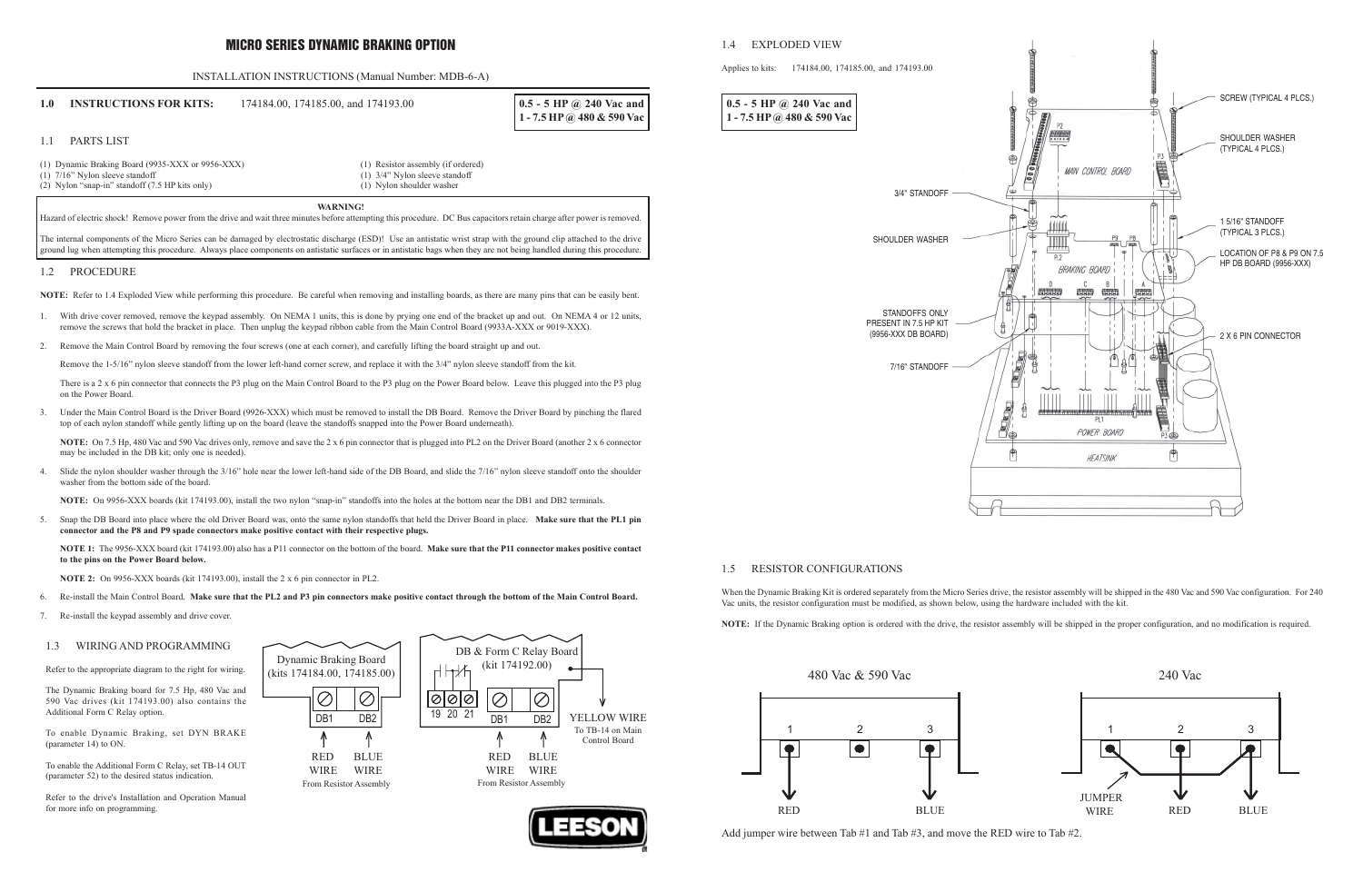# MICRO SERIES DYNAMIC BRAKING OPTION

INSTALLATION INSTRUCTIONS (Manual Number: MDB-6-A)

## 1.0 INSTRUCTIONS FOR KITS: 174184.00, 174185.00, and 174193.00

**0.5 - 5 HP @ 240 Vac and 1 - 7.5 HP @ 480 & 590 Vac**

### 1.1 PARTS LIST

- (1) Dynamic Braking Board (9935-XXX or 9956-XXX)
- (1) 7/16" Nylon sleeve standoff
- (2) Nylon "snap-in" standoff (7.5 HP kits only)
- (1) Resistor assembly (if ordered)
- (1) 3/4" Nylon sleeve standoff
- (1) Nylon shoulder washer

**WARNING!**

Hazard of electric shock! Remove power from the drive and wait three minutes before attempting this procedure. DC Bus capacitors retain charge after power is removed.

The internal components of the Micro Series can be damaged by electrostatic discharge (ESD)! Use an antistatic wrist strap with the ground clip attached to the drive ground lug when attempting this procedure. Always place components on antistatic surfaces or in antistatic bags when they are not being handled during this procedure.

### 1.2 PROCEDURE

**NOTE:** Refer to 1.4 Exploded View while performing this procedure. Be careful when removing and installing boards, as there are many pins that can be easily bent.

1. With drive cover removed, remove the keypad assembly. On NEMA 1 units, this is done by prying one end of the bracket up and out. On NEMA 4 or 12 units, remove the screws that hold the bracket in place. Then unplug the keypad ribbon cable from the Main Control Board (9933A-XXX or 9019-XXX).
2. Remove the Main Control Board by removing the four screws (one at each corner), and carefully lifting the board straight up and out.

   Remove the 1-5/16" nylon sleeve standoff from the lower left-hand corner screw, and replace it with the 3/4" nylon sleeve standoff from the kit.

   There is a 2 x 6 pin connector that connects the P3 plug on the Main Control Board to the P3 plug on the Power Board below. Leave this plugged into the P3 plug on the Power Board.
3. Under the Main Control Board is the Driver Board (9926-XXX) which must be removed to install the DB Board. Remove the Driver Board by pinching the flared top of each nylon standoff while gently lifting up on the board (leave the standoffs snapped into the Power Board underneath).

   **NOTE:** On 7.5 Hp, 480 Vac and 590 Vac drives only, remove and save the 2 x 6 pin connector that is plugged into PL2 on the Driver Board (another 2 x 6 connector may be included in the DB kit; only one is needed).
4. Slide the nylon shoulder washer through the 3/16" hole near the lower left-hand side of the DB Board, and slide the 7/16" nylon sleeve standoff onto the shoulder washer from the bottom side of the board.

   **NOTE:** On 9956-XXX boards (kit 174193.00), install the two nylon "snap-in" standoffs into the holes at the bottom near the DB1 and DB2 terminals.
5. Snap the DB Board into place where the old Driver Board was, onto the same nylon standoffs that held the Driver Board in place. **Make sure that the PL1 pin connector and the P8 and P9 spade connectors make positive contact with their respective plugs.**

   **NOTE 1:** The 9956-XXX board (kit 174193.00) also has a P11 connector on the bottom of the board. **Make sure that the P11 connector makes positive contact to the pins on the Power Board below.**

   **NOTE 2:** On 9956-XXX boards (kit 174193.00), install the 2 x 6 pin connector in PL2.
6. Re-install the Main Control Board. **Make sure that the PL2 and P3 pin connectors make positive contact through the bottom of the Main Control Board.**
7. Re-install the keypad assembly and drive cover.

### 1.3 WIRING AND PROGRAMMING

Refer to the appropriate diagram to the right for wiring.

The Dynamic Braking board for 7.5 Hp, 480 Vac and 590 Vac drives (kit 174193.00) also contains the Additional Form C Relay option.

To enable Dynamic Braking, set DYN BRAKE (parameter 14) to ON.

To enable the Additional Form C Relay, set TB-14 OUT (parameter 52) to the desired status indication.

Refer to the drive's Installation and Operation Manual for more info on programming.

Dynamic Braking Board (kits 174184.00, 174185.00)
DB1 DB2
RED WIRE BLUE WIRE
From Resistor Assembly

DB & Form C Relay Board (kit 174192.00)
19 20 21 DB1 DB2
RED WIRE BLUE WIRE
From Resistor Assembly
YELLOW WIRE
To TB-14 on Main Control Board

LEESON

### 1.4 EXPLODED VIEW

Applies to kits: 174184.00, 174185.00, and 174193.00

**0.5 - 5 HP @ 240 Vac and 1 - 7.5 HP @ 480 & 590 Vac**

SCREW (TYPICAL 4 PLCS.)
SHOULDER WASHER (TYPICAL 4 PLCS.)
3/4" STANDOFF
SHOULDER WASHER
1 5/16" STANDOFF (TYPICAL 3 PLCS.)
LOCATION OF P8 & P9 ON 7.5 HP DB BOARD (9956-XXX)
STANDOFFS ONLY PRESENT IN 7.5 HP KIT (9956-XXX DB BOARD)
2 X 6 PIN CONNECTOR
7/16" STANDOFF
MAIN CONTROL BOARD
BRAKING BOARD
POWER BOARD
HEATSINK

### 1.5 RESISTOR CONFIGURATIONS

When the Dynamic Braking Kit is ordered separately from the Micro Series drive, the resistor assembly will be shipped in the 480 Vac and 590 Vac configuration. For 240 Vac units, the resistor configuration must be modified, as shown below, using the hardware included with the kit.

**NOTE:** If the Dynamic Braking option is ordered with the drive, the resistor assembly will be shipped in the proper configuration, and no modification is required.

480 Vac & 590 Vac: 1 2 3 — RED (Tab 1), BLUE (Tab 3)

240 Vac: 1 2 3 — JUMPER WIRE, RED (Tab 2), BLUE (Tab 3)

Add jumper wire between Tab #1 and Tab #3, and move the RED wire to Tab #2.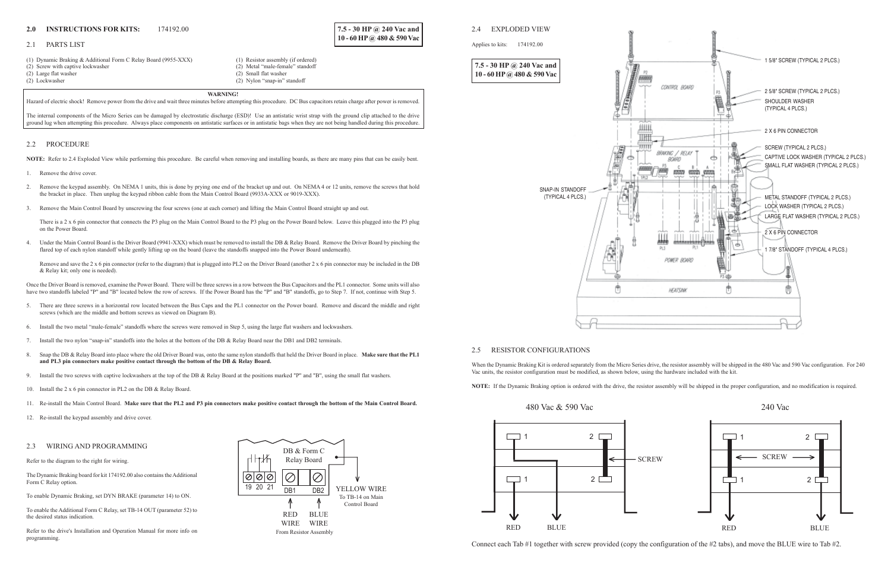## 2.0 INSTRUCTIONS FOR KITS: 174192.00

**7.5 - 30 HP @ 240 Vac and 10 - 60 HP @ 480 & 590 Vac**

### 2.1 PARTS LIST

- (1) Dynamic Braking & Additional Form C Relay Board (9955-XXX)
- (2) Screw with captive lockwasher
- (2) Large flat washer
- (2) Lockwasher
- (1) Resistor assembly (if ordered)
- (2) Metal "male-female" standoff
- (2) Small flat washer
- (2) Nylon "snap-in" standoff

**WARNING!**

Hazard of electric shock! Remove power from the drive and wait three minutes before attempting this procedure. DC Bus capacitors retain charge after power is removed.

The internal components of the Micro Series can be damaged by electrostatic discharge (ESD)! Use an antistatic wrist strap with the ground clip attached to the drive ground lug when attempting this procedure. Always place components on antistatic surfaces or in antistatic bags when they are not being handled during this procedure.

### 2.2 PROCEDURE

**NOTE:** Refer to 2.4 Exploded View while performing this procedure. Be careful when removing and installing boards, as there are many pins that can be easily bent.

1. Remove the drive cover.
2. Remove the keypad assembly. On NEMA 1 units, this is done by prying one end of the bracket up and out. On NEMA 4 or 12 units, remove the screws that hold the bracket in place. Then unplug the keypad ribbon cable from the Main Control Board (9933A-XXX or 9019-XXX).
3. Remove the Main Control Board by unscrewing the four screws (one at each corner) and lifting the Main Control Board straight up and out.

   There is a 2 x 6 pin connector that connects the P3 plug on the Main Control Board to the P3 plug on the Power Board below. Leave this plugged into the P3 plug on the Power Board.
4. Under the Main Control Board is the Driver Board (9941-XXX) which must be removed to install the DB & Relay Board. Remove the Driver Board by pinching the flared top of each nylon standoff while gently lifting up on the board (leave the standoffs snapped into the Power Board underneath).

   Remove and save the 2 x 6 pin connector (refer to the diagram) that is plugged into PL2 on the Driver Board (another 2 x 6 pin connector may be included in the DB & Relay kit; only one is needed).

Once the Driver Board is removed, examine the Power Board. There will be three screws in a row between the Bus Capacitors and the PL1 connector. Some units will also have two standoffs labeled "P" and "B" located below the row of screws. If the Power Board has the "P" and "B" standoffs, go to Step 7. If not, continue with Step 5.

5. There are three screws in a horizontal row located between the Bus Caps and the PL1 connector on the Power board. Remove and discard the middle and bottom screws (which are the middle and bottom screws as viewed on Diagram B).
6. Install the two metal "male-female" standoffs where the screws were removed in Step 5, using the large flat washers and lockwashers.
7. Install the two nylon "snap-in" standoffs into the holes at the bottom of the DB & Relay Board near the DB1 and DB2 terminals.
8. Snap the DB & Relay Board into place where the old Driver Board was, onto the same nylon standoffs that held the Driver Board in place. **Make sure that the PL1 and PL3 pin connectors make positive contact through the bottom of the DB & Relay Board.**
9. Install the two screws with captive lockwashers at the top of the DB & Relay Board at the positions marked "P" and "B", using the small flat washers.
10. Install the 2 x 6 pin connector in PL2 on the DB & Relay Board.
11. Re-install the Main Control Board. **Make sure that the PL2 and P3 pin connectors make positive contact through the bottom of the Main Control Board.**
12. Re-install the keypad assembly and drive cover.

### 2.3 WIRING AND PROGRAMMING

Refer to the diagram to the right for wiring.

The Dynamic Braking board for kit 174192.00 also contains the Additional Form C Relay option.

To enable Dynamic Braking, set DYN BRAKE (parameter 14) to ON.

To enable the Additional Form C Relay, set TB-14 OUT (parameter 52) to the desired status indication.

Refer to the drive's Installation and Operation Manual for more info on programming.

DB & Form C
Relay Board
19 20 21
DB1 DB2
YELLOW WIRE
To TB-14 on Main Control Board
RED WIRE
BLUE WIRE
From Resistor Assembly

### 2.4 EXPLODED VIEW

Applies to kits: 174192.00

**7.5 - 30 HP @ 240 Vac and 10 - 60 HP @ 480 & 590 Vac**

1 5/8" SCREW (TYPICAL 2 PLCS.)
2 5/8" SCREW (TYPICAL 2 PLCS.)
SHOULDER WASHER (TYPICAL 4 PLCS.)
2 X 6 PIN CONNECTOR
SCREW (TYPICAL 2 PLCS.)
CAPTIVE LOCK WASHER (TYPICAL 2 PLCS.)
SMALL FLAT WASHER (TYPICAL 2 PLCS.)
SNAP-IN STANDOFF (TYPICAL 4 PLCS.)
METAL STANDOFF (TYPICAL 2 PLCS.)
LOCK WASHER (TYPICAL 2 PLCS.)
LARGE FLAT WASHER (TYPICAL 2 PLCS.)
2 X 6 PIN CONNECTOR
1 7/8" STANDOFF (TYPICAL 4 PLCS.)
CONTROL BOARD
BRAKING / RELAY BOARD
POWER BOARD
HEATSINK

### 2.5 RESISTOR CONFIGURATIONS

When the Dynamic Braking Kit is ordered separately from the Micro Series drive, the resistor assembly will be shipped in the 480 Vac and 590 Vac configuration. For 240 Vac units, the resistor configuration must be modified, as shown below, using the hardware included with the kit.

**NOTE:** If the Dynamic Braking option is ordered with the drive, the resistor assembly will be shipped in the proper configuration, and no modification is required.

480 Vac & 590 Vac
1 2
SCREW
1 2
RED BLUE

240 Vac
1 2
SCREW
1 2
RED BLUE

Connect each Tab #1 together with screw provided (copy the configuration of the #2 tabs), and move the BLUE wire to Tab #2.